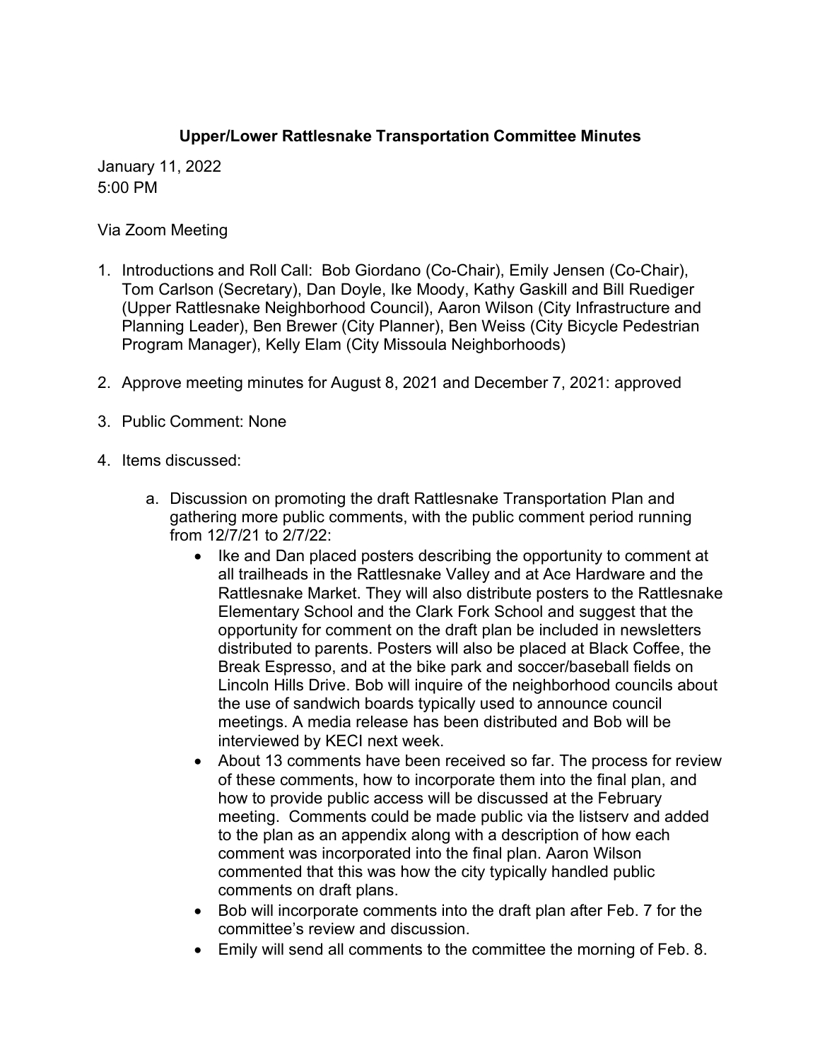**Upper/Lower Rattlesnake Transportation Committee Minutes**

January 11, 2022
5:00 PM

Via Zoom Meeting

1. Introductions and Roll Call: Bob Giordano (Co-Chair), Emily Jensen (Co-Chair), Tom Carlson (Secretary), Dan Doyle, Ike Moody, Kathy Gaskill and Bill Ruediger (Upper Rattlesnake Neighborhood Council), Aaron Wilson (City Infrastructure and Planning Leader), Ben Brewer (City Planner), Ben Weiss (City Bicycle Pedestrian Program Manager), Kelly Elam (City Missoula Neighborhoods)

2. Approve meeting minutes for August 8, 2021 and December 7, 2021: approved

3. Public Comment: None

4. Items discussed:

    a. Discussion on promoting the draft Rattlesnake Transportation Plan and gathering more public comments, with the public comment period running from 12/7/21 to 2/7/22:

        - Ike and Dan placed posters describing the opportunity to comment at all trailheads in the Rattlesnake Valley and at Ace Hardware and the Rattlesnake Market. They will also distribute posters to the Rattlesnake Elementary School and the Clark Fork School and suggest that the opportunity for comment on the draft plan be included in newsletters distributed to parents. Posters will also be placed at Black Coffee, the Break Espresso, and at the bike park and soccer/baseball fields on Lincoln Hills Drive. Bob will inquire of the neighborhood councils about the use of sandwich boards typically used to announce council meetings. A media release has been distributed and Bob will be interviewed by KECI next week.
        - About 13 comments have been received so far. The process for review of these comments, how to incorporate them into the final plan, and how to provide public access will be discussed at the February meeting. Comments could be made public via the listserv and added to the plan as an appendix along with a description of how each comment was incorporated into the final plan. Aaron Wilson commented that this was how the city typically handled public comments on draft plans.
        - Bob will incorporate comments into the draft plan after Feb. 7 for the committee's review and discussion.
        - Emily will send all comments to the committee the morning of Feb. 8.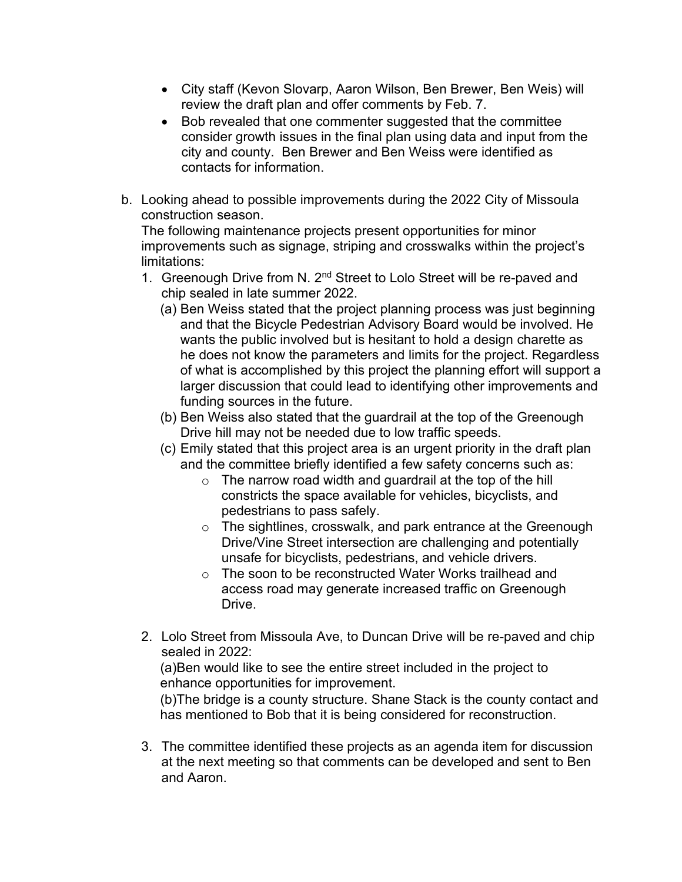- City staff (Kevon Slovarp, Aaron Wilson, Ben Brewer, Ben Weis) will review the draft plan and offer comments by Feb. 7.
- Bob revealed that one commenter suggested that the committee consider growth issues in the final plan using data and input from the city and county. Ben Brewer and Ben Weiss were identified as contacts for information.

b. Looking ahead to possible improvements during the 2022 City of Missoula construction season.
   The following maintenance projects present opportunities for minor improvements such as signage, striping and crosswalks within the project's limitations:

   1. Greenough Drive from N. 2nd Street to Lolo Street will be re-paved and chip sealed in late summer 2022.
      (a) Ben Weiss stated that the project planning process was just beginning and that the Bicycle Pedestrian Advisory Board would be involved. He wants the public involved but is hesitant to hold a design charette as he does not know the parameters and limits for the project. Regardless of what is accomplished by this project the planning effort will support a larger discussion that could lead to identifying other improvements and funding sources in the future.
      (b) Ben Weiss also stated that the guardrail at the top of the Greenough Drive hill may not be needed due to low traffic speeds.
      (c) Emily stated that this project area is an urgent priority in the draft plan and the committee briefly identified a few safety concerns such as:
         - The narrow road width and guardrail at the top of the hill constricts the space available for vehicles, bicyclists, and pedestrians to pass safely.
         - The sightlines, crosswalk, and park entrance at the Greenough Drive/Vine Street intersection are challenging and potentially unsafe for bicyclists, pedestrians, and vehicle drivers.
         - The soon to be reconstructed Water Works trailhead and access road may generate increased traffic on Greenough Drive.

   2. Lolo Street from Missoula Ave, to Duncan Drive will be re-paved and chip sealed in 2022:
      (a)Ben would like to see the entire street included in the project to enhance opportunities for improvement.
      (b)The bridge is a county structure. Shane Stack is the county contact and has mentioned to Bob that it is being considered for reconstruction.

   3. The committee identified these projects as an agenda item for discussion at the next meeting so that comments can be developed and sent to Ben and Aaron.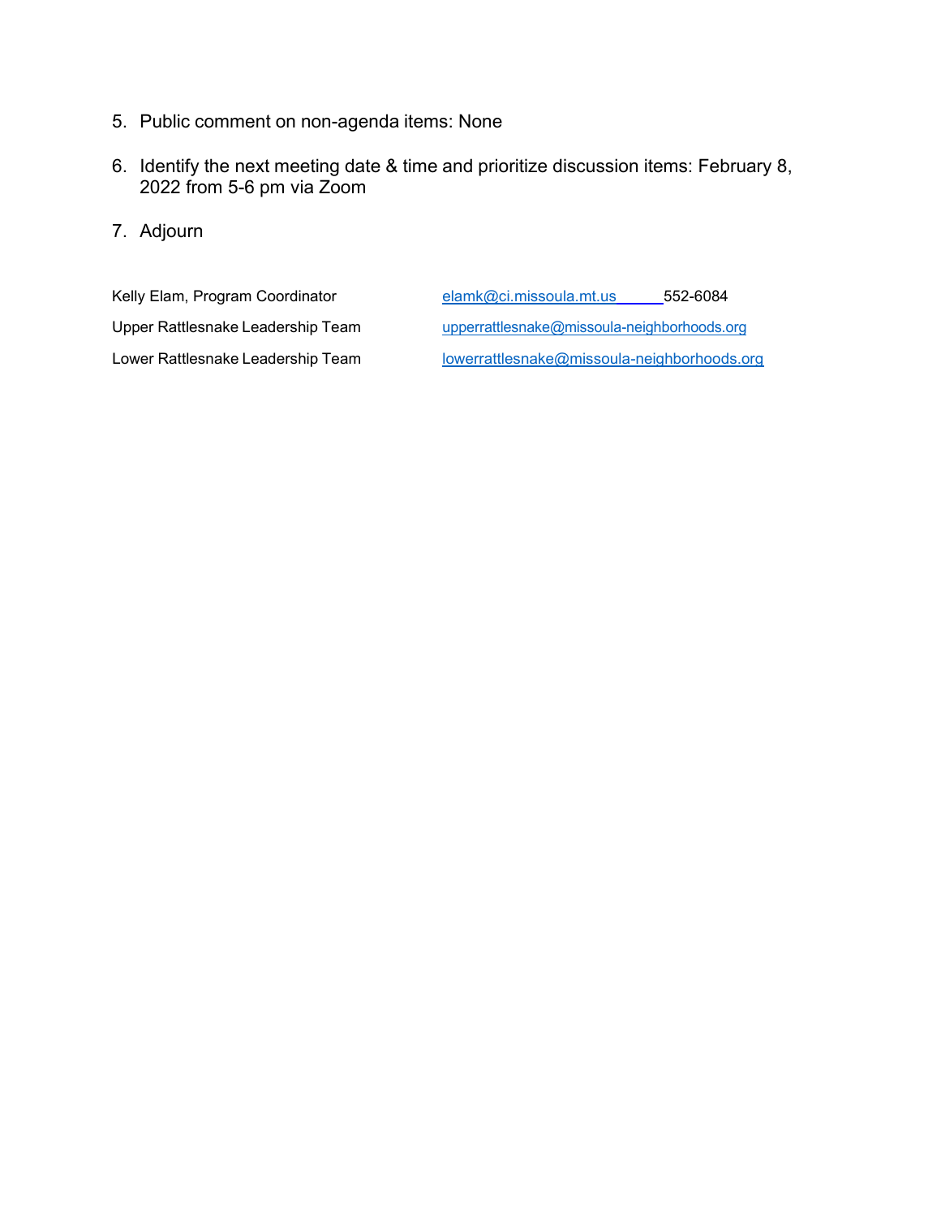5. Public comment on non-agenda items: None

6. Identify the next meeting date & time and prioritize discussion items: February 8, 2022 from 5-6 pm via Zoom

7. Adjourn

| | | |
|---|---|---|
| Kelly Elam, Program Coordinator | elamk@ci.missoula.mt.us | 552-6084 |
| Upper Rattlesnake Leadership Team | upperrattlesnake@missoula-neighborhoods.org | |
| Lower Rattlesnake Leadership Team | lowerrattlesnake@missoula-neighborhoods.org | |